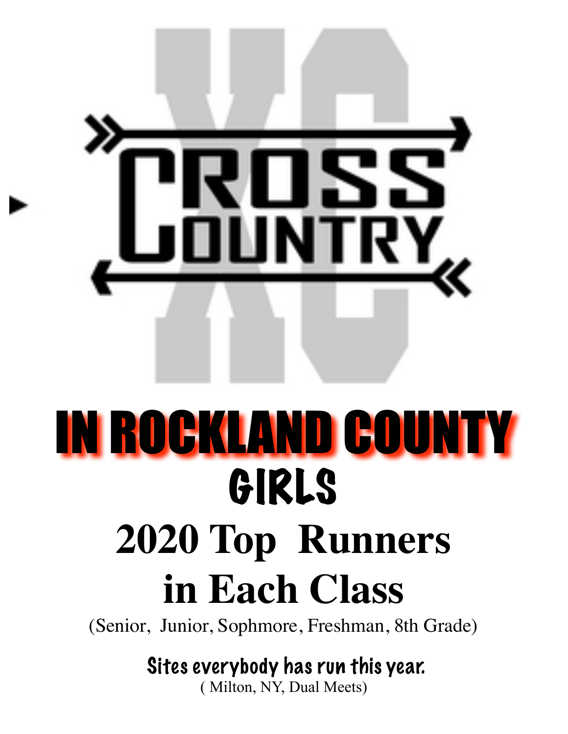# CROSS COUNTRY

# IN ROCKLAND COUNTY

## GIRLS

## 2020 Top Runners in Each Class

(Senior, Junior, Sophmore, Freshman, 8th Grade)

**Sites everybody has run this year.**

( Milton, NY, Dual Meets)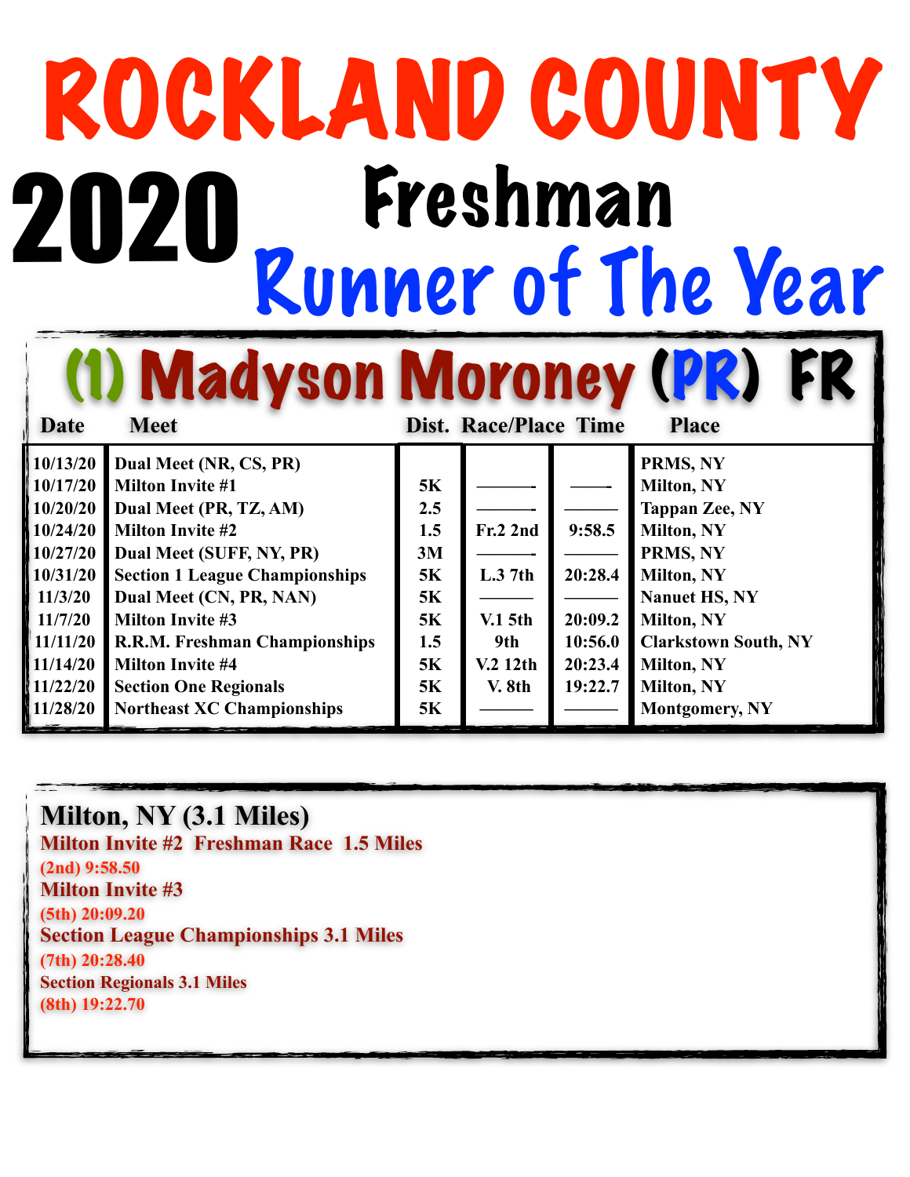# ROCKLAND COUNTY

# 2020 Freshman Runner of The Year

## (1) Madyson Moroney (PR) FR

| Date | Meet | Dist. | Race/Place | Time | Place |
|---|---|---|---|---|---|
| 10/13/20 | Dual Meet (NR, CS, PR) | | | | PRMS, NY |
| 10/17/20 | Milton Invite #1 | 5K | ———- | ——- | Milton, NY |
| 10/20/20 | Dual Meet (PR, TZ, AM) | 2.5 | ———- | ——— | Tappan Zee, NY |
| 10/24/20 | Milton Invite #2 | 1.5 | Fr.2 2nd | 9:58.5 | Milton, NY |
| 10/27/20 | Dual Meet (SUFF, NY, PR) | 3M | ———- | ——— | PRMS, NY |
| 10/31/20 | Section 1 League Championships | 5K | L.3 7th | 20:28.4 | Milton, NY |
| 11/3/20 | Dual Meet (CN, PR, NAN) | 5K | ——— | ——— | Nanuet HS, NY |
| 11/7/20 | Milton Invite #3 | 5K | V.1 5th | 20:09.2 | Milton, NY |
| 11/11/20 | R.R.M. Freshman Championships | 1.5 | 9th | 10:56.0 | Clarkstown South, NY |
| 11/14/20 | Milton Invite #4 | 5K | V.2 12th | 20:23.4 | Milton, NY |
| 11/22/20 | Section One Regionals | 5K | V. 8th | 19:22.7 | Milton, NY |
| 11/28/20 | Northeast XC Championships | 5K | ——— | ——— | Montgomery, NY |

**Milton, NY (3.1 Miles)**

**Milton Invite #2 Freshman Race 1.5 Miles**
(2nd) 9:58.50

**Milton Invite #3**
(5th) 20:09.20

**Section League Championships 3.1 Miles**
(7th) 20:28.40

**Section Regionals 3.1 Miles**
(8th) 19:22.70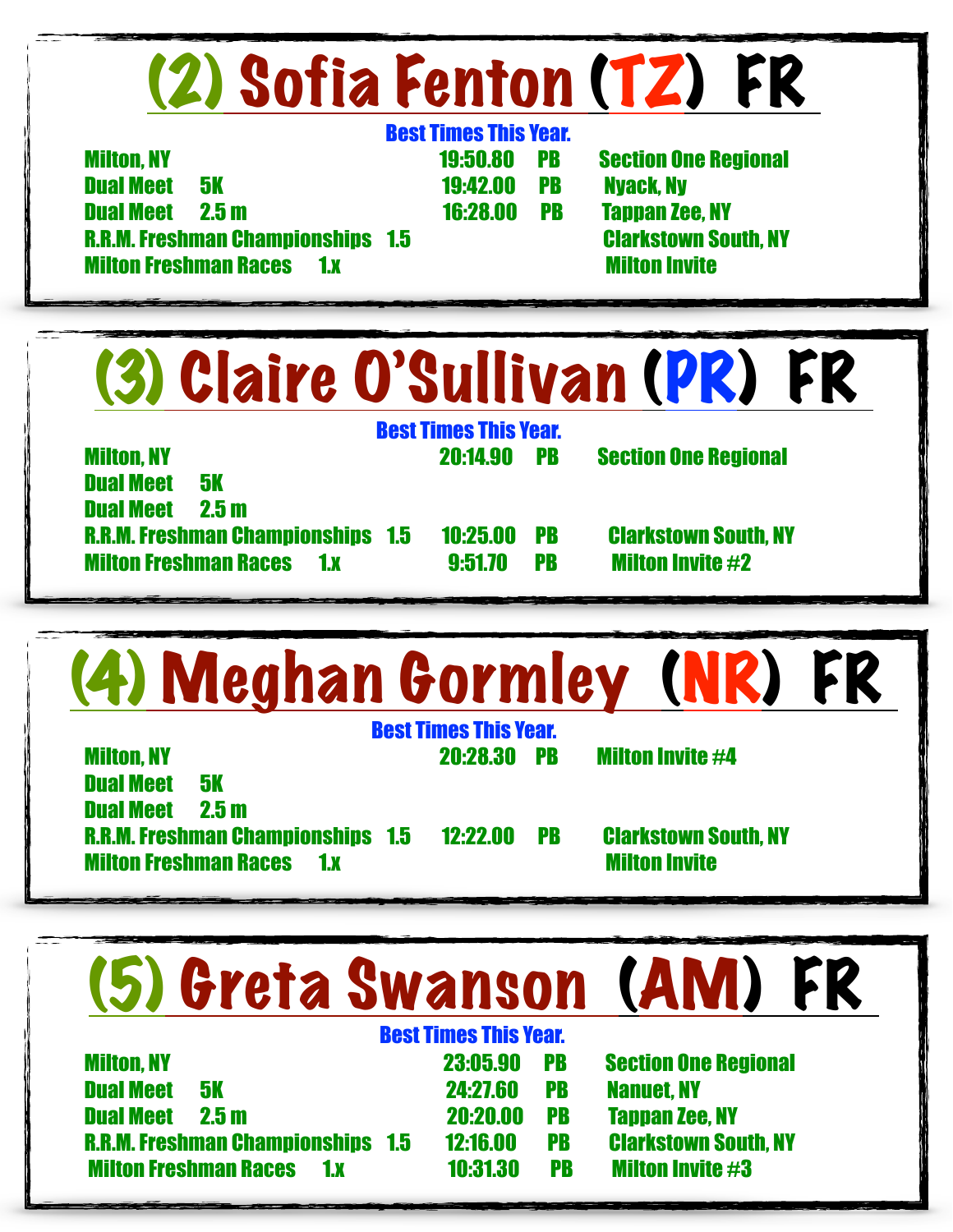## (2) Sofia Fenton (TZ) FR

**Best Times This Year.**

| Race | Time | | Location |
|---|---|---|---|
| Milton, NY | 19:50.80 | PB | Section One Regional |
| Dual Meet 5K | 19:42.00 | PB | Nyack, Ny |
| Dual Meet 2.5 m | 16:28.00 | PB | Tappan Zee, NY |
| R.R.M. Freshman Championships 1.5 | | | Clarkstown South, NY |
| Milton Freshman Races 1.x | | | Milton Invite |

## (3) Claire O'Sullivan (PR) FR

**Best Times This Year.**

| Race | Time | | Location |
|---|---|---|---|
| Milton, NY | 20:14.90 | PB | Section One Regional |
| Dual Meet 5K | | | |
| Dual Meet 2.5 m | | | |
| R.R.M. Freshman Championships 1.5 | 10:25.00 | PB | Clarkstown South, NY |
| Milton Freshman Races 1.x | 9:51.70 | PB | Milton Invite #2 |

## (4) Meghan Gormley (NR) FR

**Best Times This Year.**

| Race | Time | | Location |
|---|---|---|---|
| Milton, NY | 20:28.30 | PB | Milton Invite #4 |
| Dual Meet 5K | | | |
| Dual Meet 2.5 m | | | |
| R.R.M. Freshman Championships 1.5 | 12:22.00 | PB | Clarkstown South, NY |
| Milton Freshman Races 1.x | | | Milton Invite |

## (5) Greta Swanson (AM) FR

**Best Times This Year.**

| Race | Time | | Location |
|---|---|---|---|
| Milton, NY | 23:05.90 | PB | Section One Regional |
| Dual Meet 5K | 24:27.60 | PB | Nanuet, NY |
| Dual Meet 2.5 m | 20:20.00 | PB | Tappan Zee, NY |
| R.R.M. Freshman Championships 1.5 | 12:16.00 | PB | Clarkstown South, NY |
| Milton Freshman Races 1.x | 10:31.30 | PB | Milton Invite #3 |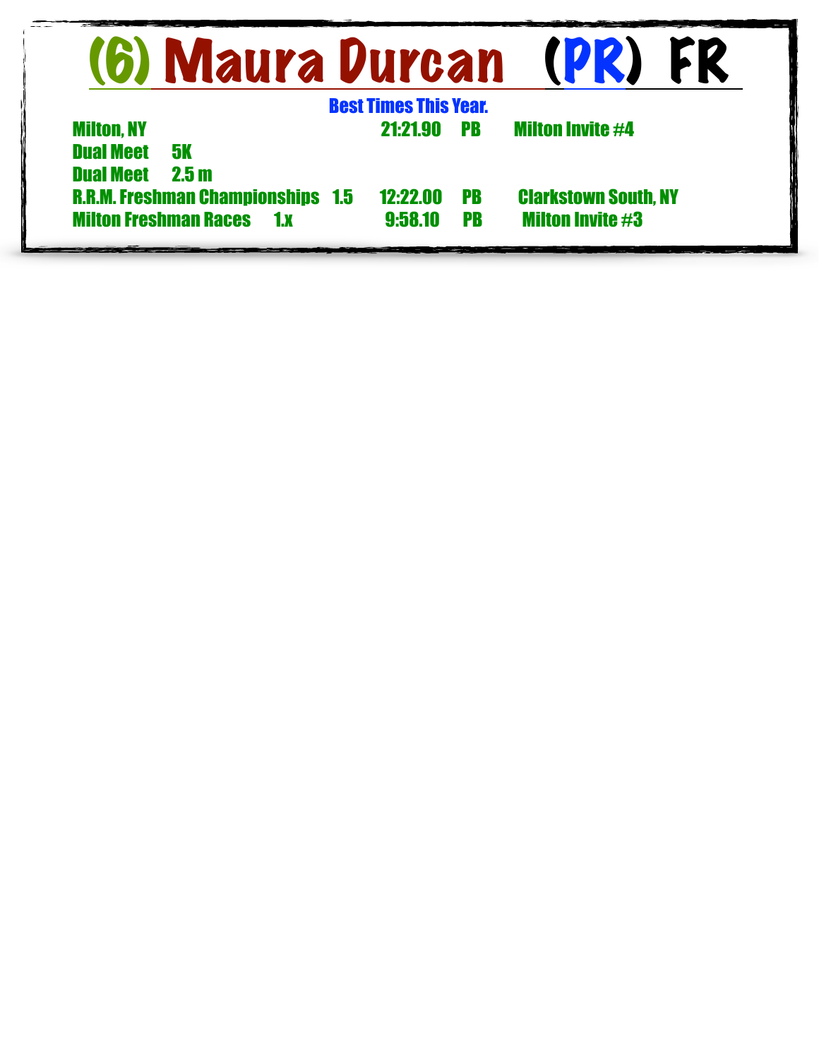# (6) Maura Durcan (PR) FR

**Best Times This Year.**

| | | | | |
|---|---|---|---|---|
| Milton, NY | | 21:21.90 | PB | Milton Invite #4 |
| Dual Meet | 5K | | | |
| Dual Meet | 2.5 m | | | |
| R.R.M. Freshman Championships | 1.5 | 12:22.00 | PB | Clarkstown South, NY |
| Milton Freshman Races | 1.x | 9:58.10 | PB | Milton Invite #3 |